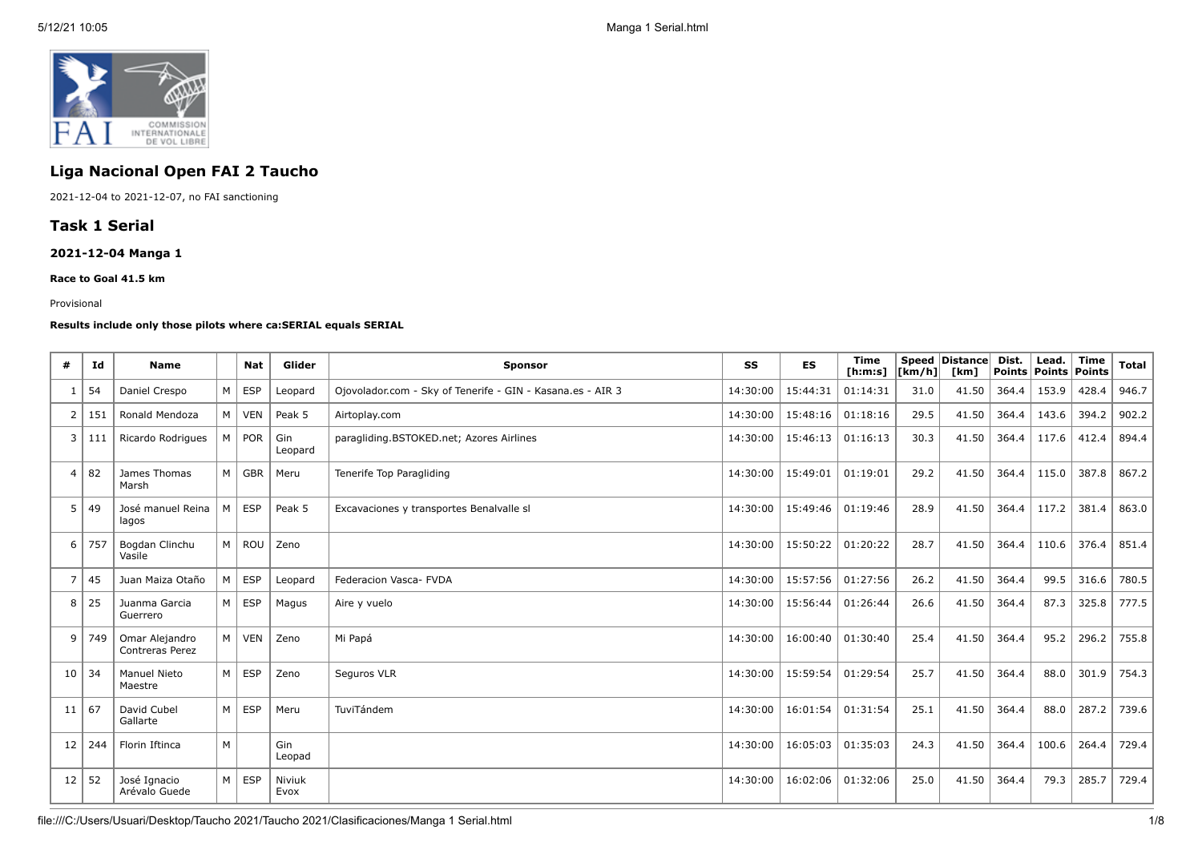## Liga Nacional Open FAI 2 Taucho

2021-12-04 to 2021-12-07, no FAI sanctioning

## Task 1 Serial

### 2021-12-04 Manga 1

#### Race to Goal 41.5 km

Provisional

**Results include only those pilots where ca:SERIAL equals SERIAL**

| # | Id | Name | | Nat | Glider | Sponsor | SS | ES | Time [h:m:s] | Speed [km/h] | Distance [km] | Dist. Points | Lead. Points | Time Points | Total |
|---|---|---|---|---|---|---|---|---|---|---|---|---|---|---|---|
| 1 | 54 | Daniel Crespo | M | ESP | Leopard | Ojovolador.com - Sky of Tenerife - GIN - Kasana.es - AIR 3 | 14:30:00 | 15:44:31 | 01:14:31 | 31.0 | 41.50 | 364.4 | 153.9 | 428.4 | 946.7 |
| 2 | 151 | Ronald Mendoza | M | VEN | Peak 5 | Airtoplay.com | 14:30:00 | 15:48:16 | 01:18:16 | 29.5 | 41.50 | 364.4 | 143.6 | 394.2 | 902.2 |
| 3 | 111 | Ricardo Rodrigues | M | POR | Gin Leopard | paragliding.BSTOKED.net; Azores Airlines | 14:30:00 | 15:46:13 | 01:16:13 | 30.3 | 41.50 | 364.4 | 117.6 | 412.4 | 894.4 |
| 4 | 82 | James Thomas Marsh | M | GBR | Meru | Tenerife Top Paragliding | 14:30:00 | 15:49:01 | 01:19:01 | 29.2 | 41.50 | 364.4 | 115.0 | 387.8 | 867.2 |
| 5 | 49 | José manuel Reina lagos | M | ESP | Peak 5 | Excavaciones y transportes Benalvalle sl | 14:30:00 | 15:49:46 | 01:19:46 | 28.9 | 41.50 | 364.4 | 117.2 | 381.4 | 863.0 |
| 6 | 757 | Bogdan Clinchu Vasile | M | ROU | Zeno | | 14:30:00 | 15:50:22 | 01:20:22 | 28.7 | 41.50 | 364.4 | 110.6 | 376.4 | 851.4 |
| 7 | 45 | Juan Maiza Otaño | M | ESP | Leopard | Federacion Vasca- FVDA | 14:30:00 | 15:57:56 | 01:27:56 | 26.2 | 41.50 | 364.4 | 99.5 | 316.6 | 780.5 |
| 8 | 25 | Juanma Garcia Guerrero | M | ESP | Magus | Aire y vuelo | 14:30:00 | 15:56:44 | 01:26:44 | 26.6 | 41.50 | 364.4 | 87.3 | 325.8 | 777.5 |
| 9 | 749 | Omar Alejandro Contreras Perez | M | VEN | Zeno | Mi Papá | 14:30:00 | 16:00:40 | 01:30:40 | 25.4 | 41.50 | 364.4 | 95.2 | 296.2 | 755.8 |
| 10 | 34 | Manuel Nieto Maestre | M | ESP | Zeno | Seguros VLR | 14:30:00 | 15:59:54 | 01:29:54 | 25.7 | 41.50 | 364.4 | 88.0 | 301.9 | 754.3 |
| 11 | 67 | David Cubel Gallarte | M | ESP | Meru | TuviTándem | 14:30:00 | 16:01:54 | 01:31:54 | 25.1 | 41.50 | 364.4 | 88.0 | 287.2 | 739.6 |
| 12 | 244 | Florin Iftinca | M | | Gin Leopad | | 14:30:00 | 16:05:03 | 01:35:03 | 24.3 | 41.50 | 364.4 | 100.6 | 264.4 | 729.4 |
| 12 | 52 | José Ignacio Arévalo Guede | M | ESP | Niviuk Evox | | 14:30:00 | 16:02:06 | 01:32:06 | 25.0 | 41.50 | 364.4 | 79.3 | 285.7 | 729.4 |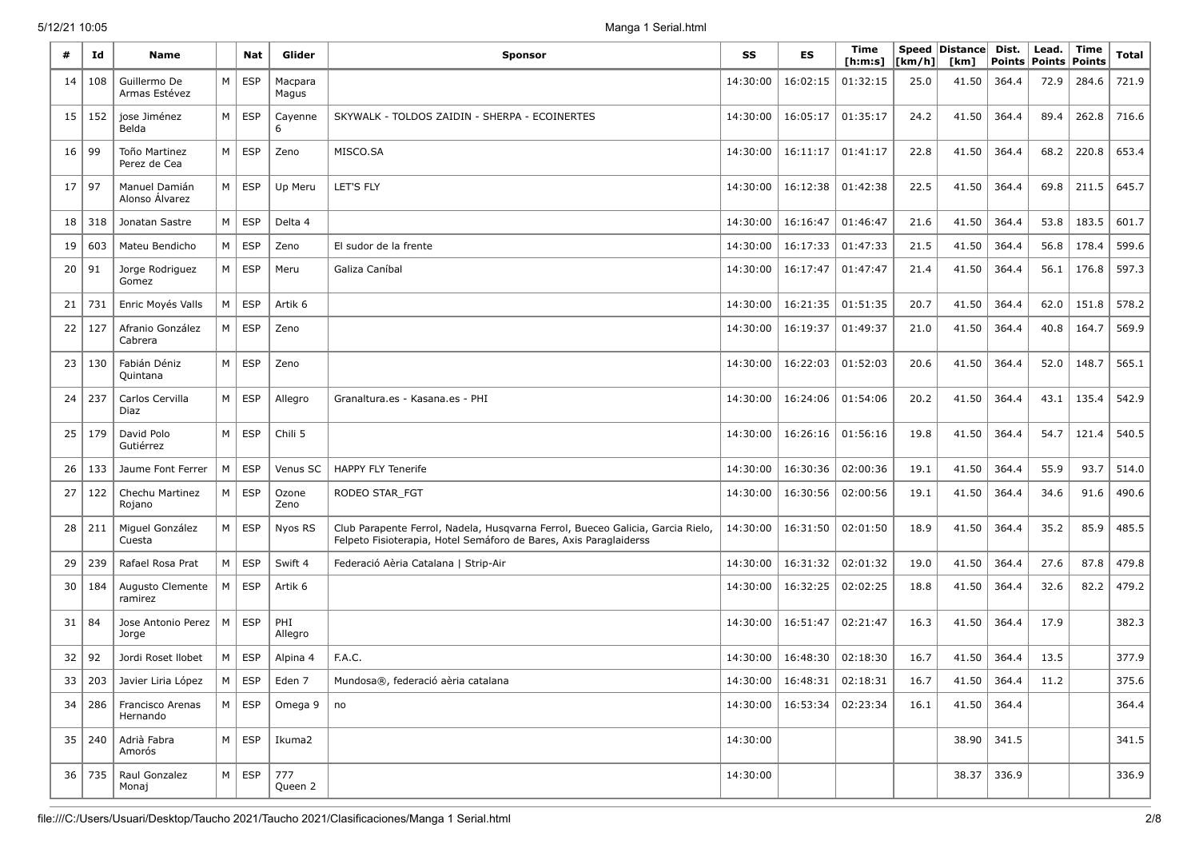| # | Id | Name | | Nat | Glider | Sponsor | SS | ES | Time [h:m:s] | Speed [km/h] | Distance [km] | Dist. Points | Lead. Points | Time Points | Total |
|---|---|---|---|---|---|---|---|---|---|---|---|---|---|---|---|
| 14 | 108 | Guillermo De Armas Estévez | M | ESP | Macpara Magus | | 14:30:00 | 16:02:15 | 01:32:15 | 25.0 | 41.50 | 364.4 | 72.9 | 284.6 | 721.9 |
| 15 | 152 | jose Jiménez Belda | M | ESP | Cayenne 6 | SKYWALK - TOLDOS ZAIDIN - SHERPA - ECOINERTES | 14:30:00 | 16:05:17 | 01:35:17 | 24.2 | 41.50 | 364.4 | 89.4 | 262.8 | 716.6 |
| 16 | 99 | Toño Martinez Perez de Cea | M | ESP | Zeno | MISCO.SA | 14:30:00 | 16:11:17 | 01:41:17 | 22.8 | 41.50 | 364.4 | 68.2 | 220.8 | 653.4 |
| 17 | 97 | Manuel Damián Alonso Álvarez | M | ESP | Up Meru | LET'S FLY | 14:30:00 | 16:12:38 | 01:42:38 | 22.5 | 41.50 | 364.4 | 69.8 | 211.5 | 645.7 |
| 18 | 318 | Jonatan Sastre | M | ESP | Delta 4 | | 14:30:00 | 16:16:47 | 01:46:47 | 21.6 | 41.50 | 364.4 | 53.8 | 183.5 | 601.7 |
| 19 | 603 | Mateu Bendicho | M | ESP | Zeno | El sudor de la frente | 14:30:00 | 16:17:33 | 01:47:33 | 21.5 | 41.50 | 364.4 | 56.8 | 178.4 | 599.6 |
| 20 | 91 | Jorge Rodriguez Gomez | M | ESP | Meru | Galiza Caníbal | 14:30:00 | 16:17:47 | 01:47:47 | 21.4 | 41.50 | 364.4 | 56.1 | 176.8 | 597.3 |
| 21 | 731 | Enric Moyés Valls | M | ESP | Artik 6 | | 14:30:00 | 16:21:35 | 01:51:35 | 20.7 | 41.50 | 364.4 | 62.0 | 151.8 | 578.2 |
| 22 | 127 | Afranio González Cabrera | M | ESP | Zeno | | 14:30:00 | 16:19:37 | 01:49:37 | 21.0 | 41.50 | 364.4 | 40.8 | 164.7 | 569.9 |
| 23 | 130 | Fabián Déniz Quintana | M | ESP | Zeno | | 14:30:00 | 16:22:03 | 01:52:03 | 20.6 | 41.50 | 364.4 | 52.0 | 148.7 | 565.1 |
| 24 | 237 | Carlos Cervilla Diaz | M | ESP | Allegro | Granaltura.es - Kasana.es - PHI | 14:30:00 | 16:24:06 | 01:54:06 | 20.2 | 41.50 | 364.4 | 43.1 | 135.4 | 542.9 |
| 25 | 179 | David Polo Gutiérrez | M | ESP | Chili 5 | | 14:30:00 | 16:26:16 | 01:56:16 | 19.8 | 41.50 | 364.4 | 54.7 | 121.4 | 540.5 |
| 26 | 133 | Jaume Font Ferrer | M | ESP | Venus SC | HAPPY FLY Tenerife | 14:30:00 | 16:30:36 | 02:00:36 | 19.1 | 41.50 | 364.4 | 55.9 | 93.7 | 514.0 |
| 27 | 122 | Chechu Martinez Rojano | M | ESP | Ozone Zeno | RODEO STAR_FGT | 14:30:00 | 16:30:56 | 02:00:56 | 19.1 | 41.50 | 364.4 | 34.6 | 91.6 | 490.6 |
| 28 | 211 | Miguel González Cuesta | M | ESP | Nyos RS | Club Parapente Ferrol, Nadela, Husqvarna Ferrol, Bueceo Galicia, Garcia Rielo, Felpeto Fisioterapia, Hotel Semáforo de Bares, Axis Paraglaiderss | 14:30:00 | 16:31:50 | 02:01:50 | 18.9 | 41.50 | 364.4 | 35.2 | 85.9 | 485.5 |
| 29 | 239 | Rafael Rosa Prat | M | ESP | Swift 4 | Federació Aèria Catalana \| Strip-Air | 14:30:00 | 16:31:32 | 02:01:32 | 19.0 | 41.50 | 364.4 | 27.6 | 87.8 | 479.8 |
| 30 | 184 | Augusto Clemente ramirez | M | ESP | Artik 6 | | 14:30:00 | 16:32:25 | 02:02:25 | 18.8 | 41.50 | 364.4 | 32.6 | 82.2 | 479.2 |
| 31 | 84 | Jose Antonio Perez Jorge | M | ESP | PHI Allegro | | 14:30:00 | 16:51:47 | 02:21:47 | 16.3 | 41.50 | 364.4 | 17.9 | | 382.3 |
| 32 | 92 | Jordi Roset llobet | M | ESP | Alpina 4 | F.A.C. | 14:30:00 | 16:48:30 | 02:18:30 | 16.7 | 41.50 | 364.4 | 13.5 | | 377.9 |
| 33 | 203 | Javier Liria López | M | ESP | Eden 7 | Mundosa®, federació aèria catalana | 14:30:00 | 16:48:31 | 02:18:31 | 16.7 | 41.50 | 364.4 | 11.2 | | 375.6 |
| 34 | 286 | Francisco Arenas Hernando | M | ESP | Omega 9 | no | 14:30:00 | 16:53:34 | 02:23:34 | 16.1 | 41.50 | 364.4 | | | 364.4 |
| 35 | 240 | Adrià Fabra Amorós | M | ESP | Ikuma2 | | 14:30:00 | | | | 38.90 | 341.5 | | | 341.5 |
| 36 | 735 | Raul Gonzalez Monaj | M | ESP | 777 Queen 2 | | 14:30:00 | | | | 38.37 | 336.9 | | | 336.9 |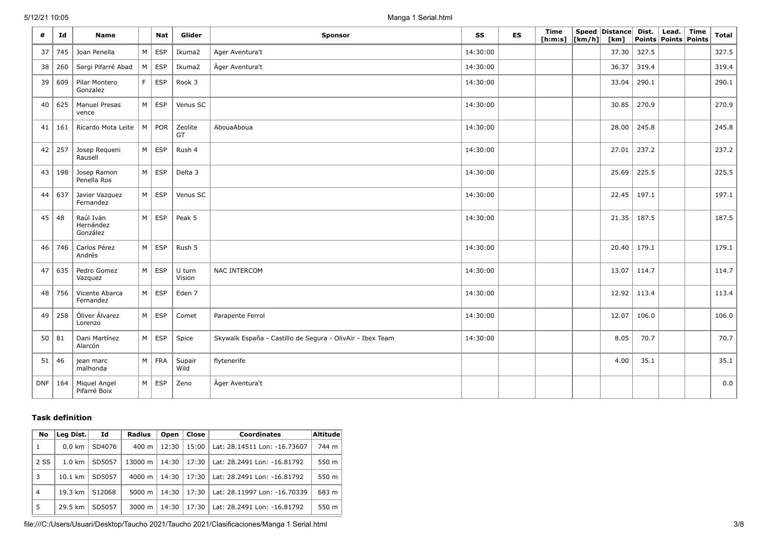| # | Id | Name | | Nat | Glider | Sponsor | SS | ES | Time [h:m:s] | Speed [km/h] | Distance [km] | Dist. Points | Lead. Points | Time Points | Total |
|---|---|---|---|---|---|---|---|---|---|---|---|---|---|---|---|
| 37 | 745 | Joan Penella | M | ESP | Ikuma2 | Ager Aventura't | 14:30:00 | | | | 37.30 | 327.5 | | | 327.5 |
| 38 | 260 | Sergi Pifarré Abad | M | ESP | Ikuma2 | Àger Aventura't | 14:30:00 | | | | 36.37 | 319.4 | | | 319.4 |
| 39 | 609 | Pilar Montero Gonzalez | F | ESP | Rook 3 | | 14:30:00 | | | | 33.04 | 290.1 | | | 290.1 |
| 40 | 625 | Manuel Presas vence | M | ESP | Venus SC | | 14:30:00 | | | | 30.85 | 270.9 | | | 270.9 |
| 41 | 161 | Ricardo Mota Leite | M | POR | Zeolite GT | AbouaAboua | 14:30:00 | | | | 28.00 | 245.8 | | | 245.8 |
| 42 | 257 | Josep Requeni Rausell | M | ESP | Rush 4 | | 14:30:00 | | | | 27.01 | 237.2 | | | 237.2 |
| 43 | 198 | Josep Ramon Penella Ros | M | ESP | Delta 3 | | 14:30:00 | | | | 25.69 | 225.5 | | | 225.5 |
| 44 | 637 | Javier Vazquez Fernandez | M | ESP | Venus SC | | 14:30:00 | | | | 22.45 | 197.1 | | | 197.1 |
| 45 | 48 | Raúl Iván Hernández González | M | ESP | Peak 5 | | 14:30:00 | | | | 21.35 | 187.5 | | | 187.5 |
| 46 | 746 | Carlos Pérez Andrés | M | ESP | Rush 5 | | 14:30:00 | | | | 20.40 | 179.1 | | | 179.1 |
| 47 | 635 | Pedro Gomez Vazquez | M | ESP | U turn Vision | NAC INTERCOM | 14:30:00 | | | | 13.07 | 114.7 | | | 114.7 |
| 48 | 756 | Vicente Abarca Fernandez | M | ESP | Eden 7 | | 14:30:00 | | | | 12.92 | 113.4 | | | 113.4 |
| 49 | 258 | Óliver Álvarez Lorenzo | M | ESP | Comet | Parapente Ferrol | 14:30:00 | | | | 12.07 | 106.0 | | | 106.0 |
| 50 | 81 | Dani Martínez Alarcón | M | ESP | Spice | Skywalk España - Castillo de Segura - OlivAir - Ibex Team | 14:30:00 | | | | 8.05 | 70.7 | | | 70.7 |
| 51 | 46 | jean marc malhonda | M | FRA | Supair Wild | flytenerife | | | | | 4.00 | 35.1 | | | 35.1 |
| DNF | 164 | Miquel Angel Pifarré Boix | M | ESP | Zeno | Àger Aventura't | | | | | | | | | 0.0 |

### Task definition

| No | Leg Dist. | Id | Radius | Open | Close | Coordinates | Altitude |
|---|---|---|---|---|---|---|---|
| 1 | 0.0 km | SD4076 | 400 m | 12:30 | 15:00 | Lat: 28.14511 Lon: -16.73607 | 744 m |
| 2 SS | 1.0 km | SD5057 | 13000 m | 14:30 | 17:30 | Lat: 28.2491 Lon: -16.81792 | 550 m |
| 3 | 10.1 km | SD5057 | 4000 m | 14:30 | 17:30 | Lat: 28.2491 Lon: -16.81792 | 550 m |
| 4 | 19.3 km | S12068 | 5000 m | 14:30 | 17:30 | Lat: 28.11997 Lon: -16.70339 | 683 m |
| 5 | 29.5 km | SD5057 | 3000 m | 14:30 | 17:30 | Lat: 28.2491 Lon: -16.81792 | 550 m |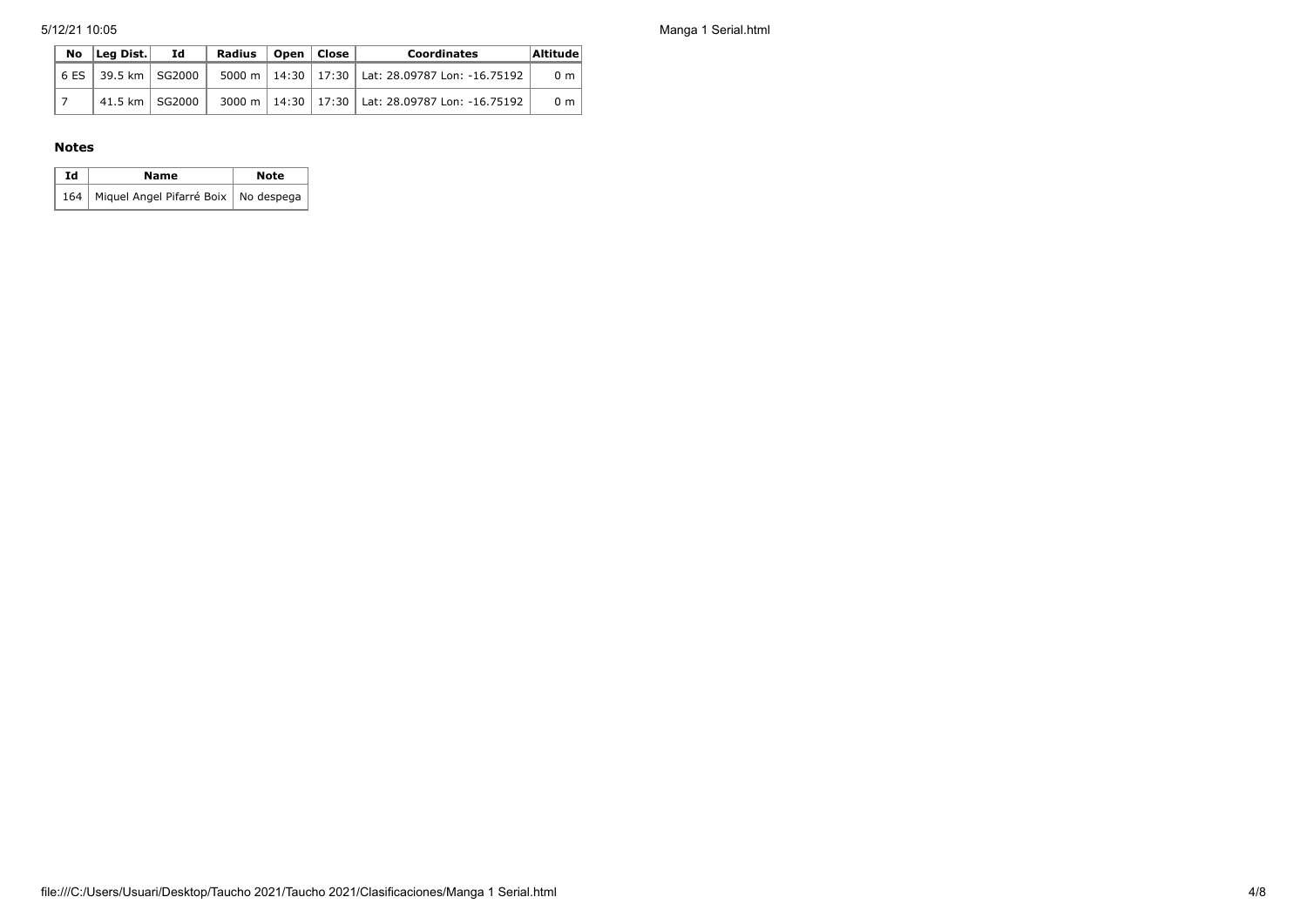| No | Leg Dist. | Id | Radius | Open | Close | Coordinates | Altitude |
|---|---|---|---|---|---|---|---|
| 6 ES | 39.5 km | SG2000 | 5000 m | 14:30 | 17:30 | Lat: 28.09787 Lon: -16.75192 | 0 m |
| 7 | 41.5 km | SG2000 | 3000 m | 14:30 | 17:30 | Lat: 28.09787 Lon: -16.75192 | 0 m |

### Notes

| Id | Name | Note |
|---|---|---|
| 164 | Miquel Angel Pifarré Boix | No despega |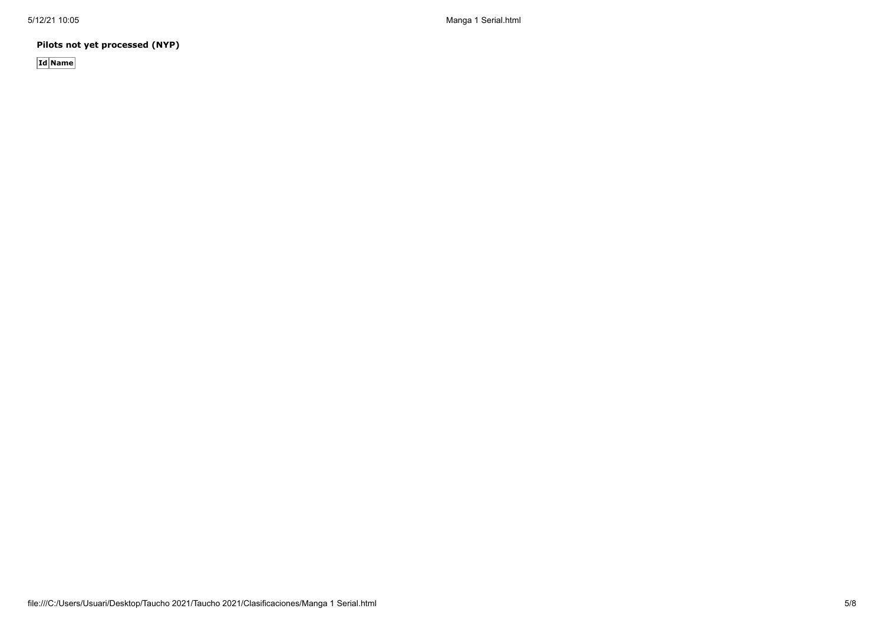**Pilots not yet processed (NYP)**

| Id | Name |
| --- | --- |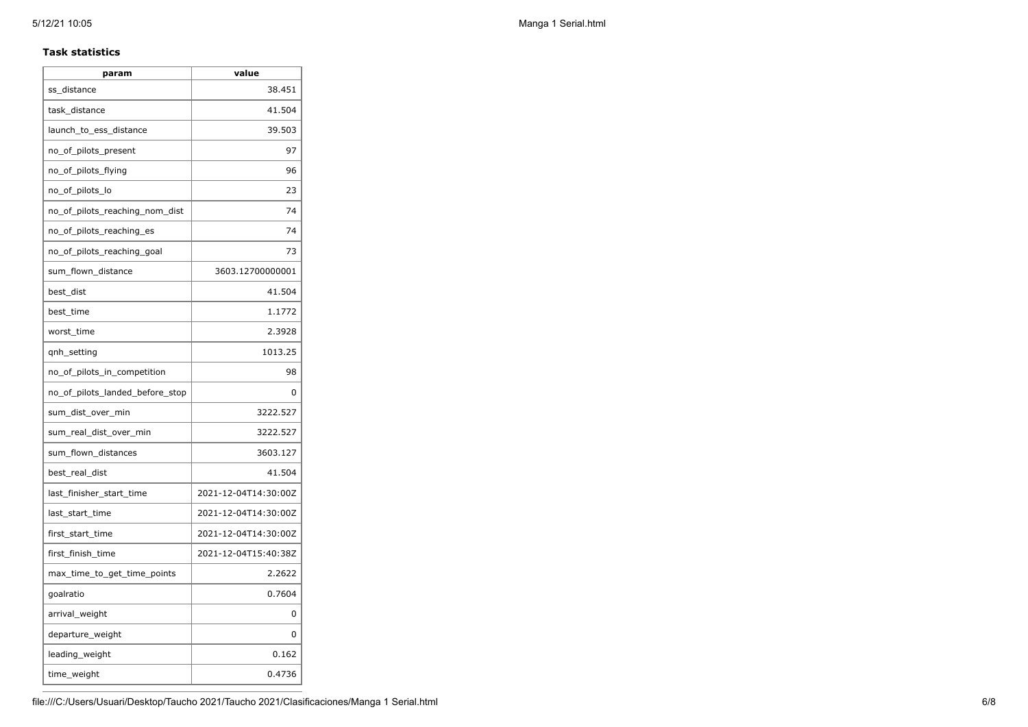**Task statistics**

| param | value |
| --- | --- |
| ss_distance | 38.451 |
| task_distance | 41.504 |
| launch_to_ess_distance | 39.503 |
| no_of_pilots_present | 97 |
| no_of_pilots_flying | 96 |
| no_of_pilots_lo | 23 |
| no_of_pilots_reaching_nom_dist | 74 |
| no_of_pilots_reaching_es | 74 |
| no_of_pilots_reaching_goal | 73 |
| sum_flown_distance | 3603.12700000001 |
| best_dist | 41.504 |
| best_time | 1.1772 |
| worst_time | 2.3928 |
| qnh_setting | 1013.25 |
| no_of_pilots_in_competition | 98 |
| no_of_pilots_landed_before_stop | 0 |
| sum_dist_over_min | 3222.527 |
| sum_real_dist_over_min | 3222.527 |
| sum_flown_distances | 3603.127 |
| best_real_dist | 41.504 |
| last_finisher_start_time | 2021-12-04T14:30:00Z |
| last_start_time | 2021-12-04T14:30:00Z |
| first_start_time | 2021-12-04T14:30:00Z |
| first_finish_time | 2021-12-04T15:40:38Z |
| max_time_to_get_time_points | 2.2622 |
| goalratio | 0.7604 |
| arrival_weight | 0 |
| departure_weight | 0 |
| leading_weight | 0.162 |
| time_weight | 0.4736 |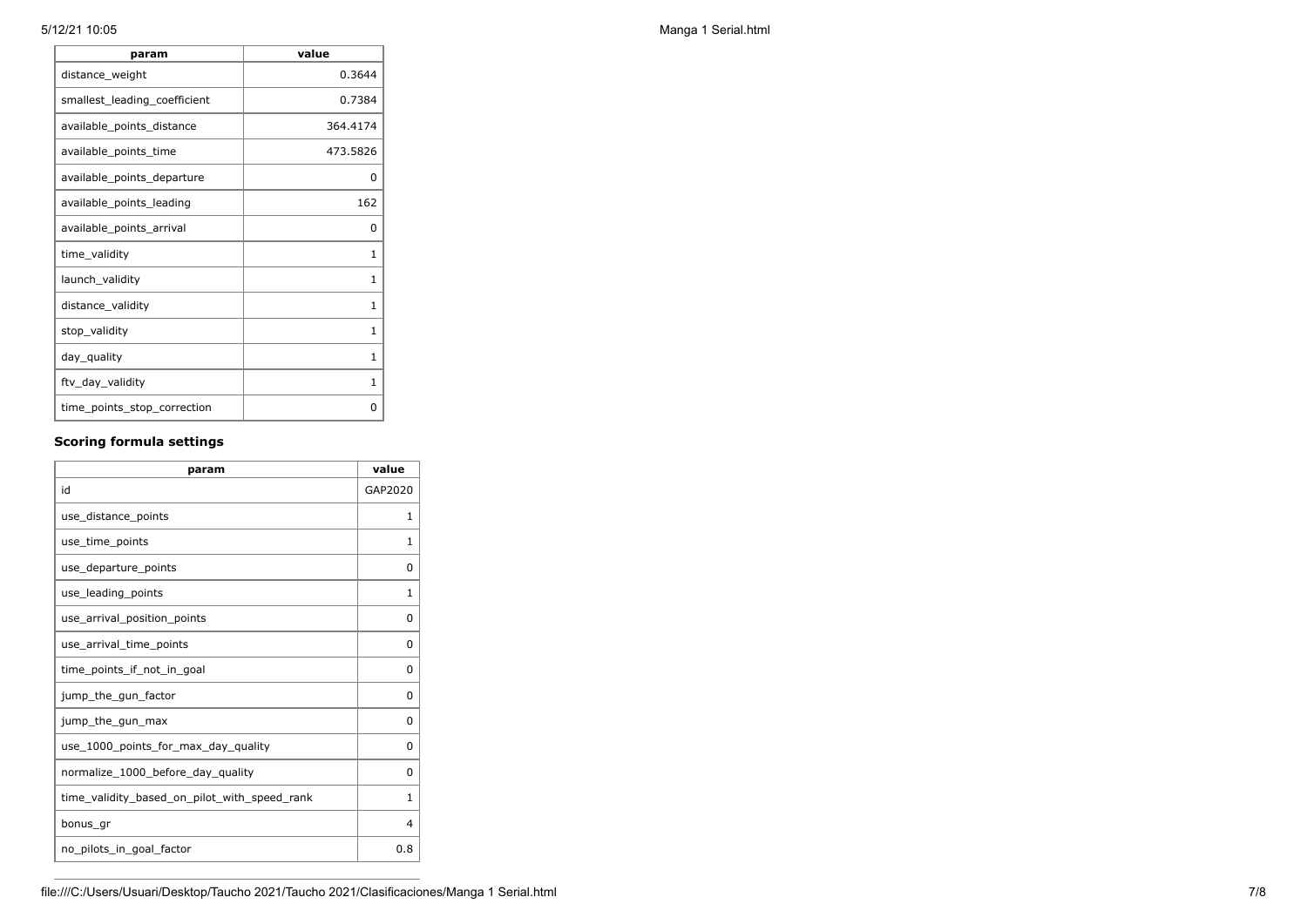| param | value |
| --- | --- |
| distance_weight | 0.3644 |
| smallest_leading_coefficient | 0.7384 |
| available_points_distance | 364.4174 |
| available_points_time | 473.5826 |
| available_points_departure | 0 |
| available_points_leading | 162 |
| available_points_arrival | 0 |
| time_validity | 1 |
| launch_validity | 1 |
| distance_validity | 1 |
| stop_validity | 1 |
| day_quality | 1 |
| ftv_day_validity | 1 |
| time_points_stop_correction | 0 |

### Scoring formula settings

| param | value |
| --- | --- |
| id | GAP2020 |
| use_distance_points | 1 |
| use_time_points | 1 |
| use_departure_points | 0 |
| use_leading_points | 1 |
| use_arrival_position_points | 0 |
| use_arrival_time_points | 0 |
| time_points_if_not_in_goal | 0 |
| jump_the_gun_factor | 0 |
| jump_the_gun_max | 0 |
| use_1000_points_for_max_day_quality | 0 |
| normalize_1000_before_day_quality | 0 |
| time_validity_based_on_pilot_with_speed_rank | 1 |
| bonus_gr | 4 |
| no_pilots_in_goal_factor | 0.8 |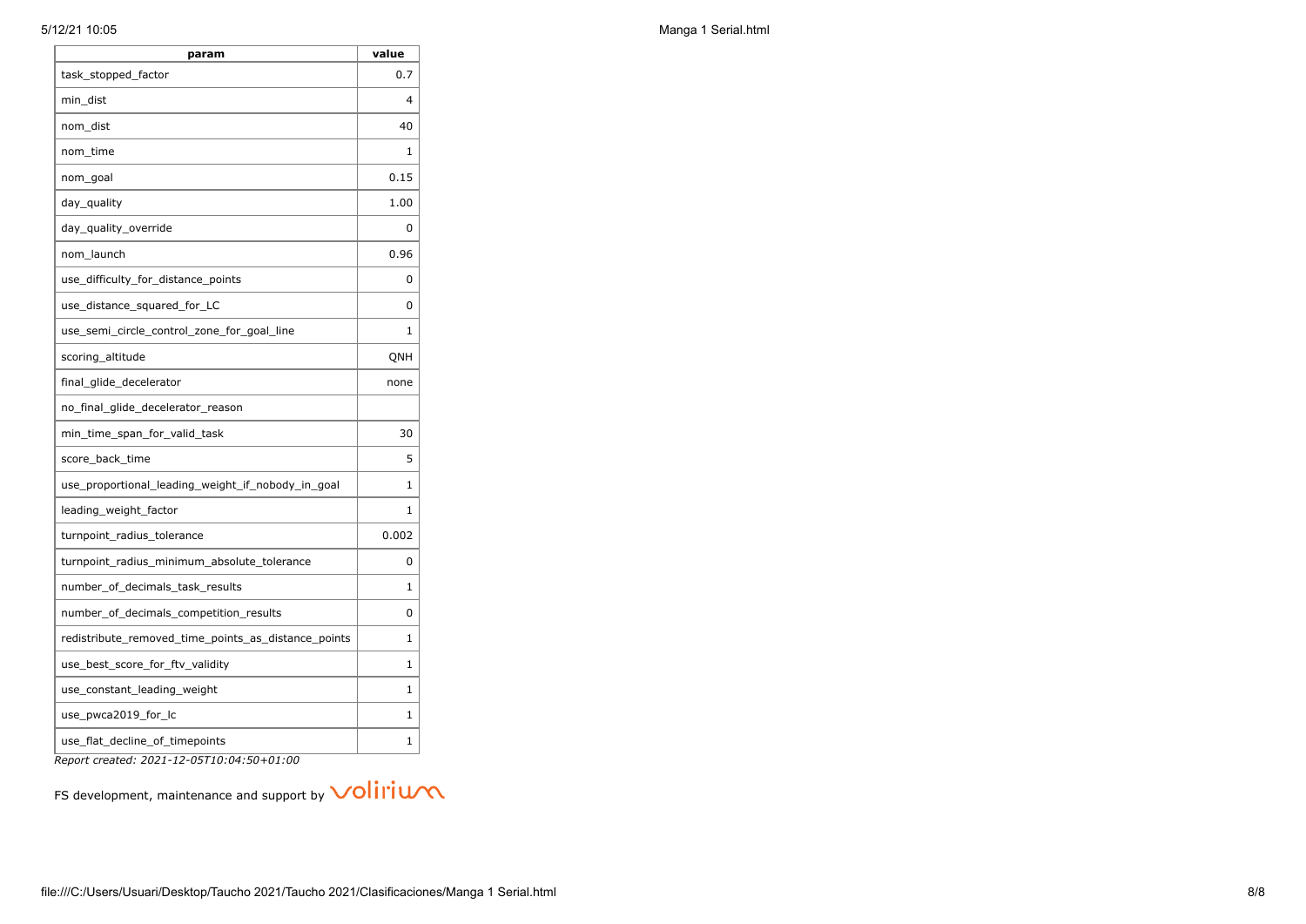| param | value |
|---|---|
| task_stopped_factor | 0.7 |
| min_dist | 4 |
| nom_dist | 40 |
| nom_time | 1 |
| nom_goal | 0.15 |
| day_quality | 1.00 |
| day_quality_override | 0 |
| nom_launch | 0.96 |
| use_difficulty_for_distance_points | 0 |
| use_distance_squared_for_LC | 0 |
| use_semi_circle_control_zone_for_goal_line | 1 |
| scoring_altitude | QNH |
| final_glide_decelerator | none |
| no_final_glide_decelerator_reason | |
| min_time_span_for_valid_task | 30 |
| score_back_time | 5 |
| use_proportional_leading_weight_if_nobody_in_goal | 1 |
| leading_weight_factor | 1 |
| turnpoint_radius_tolerance | 0.002 |
| turnpoint_radius_minimum_absolute_tolerance | 0 |
| number_of_decimals_task_results | 1 |
| number_of_decimals_competition_results | 0 |
| redistribute_removed_time_points_as_distance_points | 1 |
| use_best_score_for_ftv_validity | 1 |
| use_constant_leading_weight | 1 |
| use_pwca2019_for_lc | 1 |
| use_flat_decline_of_timepoints | 1 |

*Report created: 2021-12-05T10:04:50+01:00*

FS development, maintenance and support by volirium